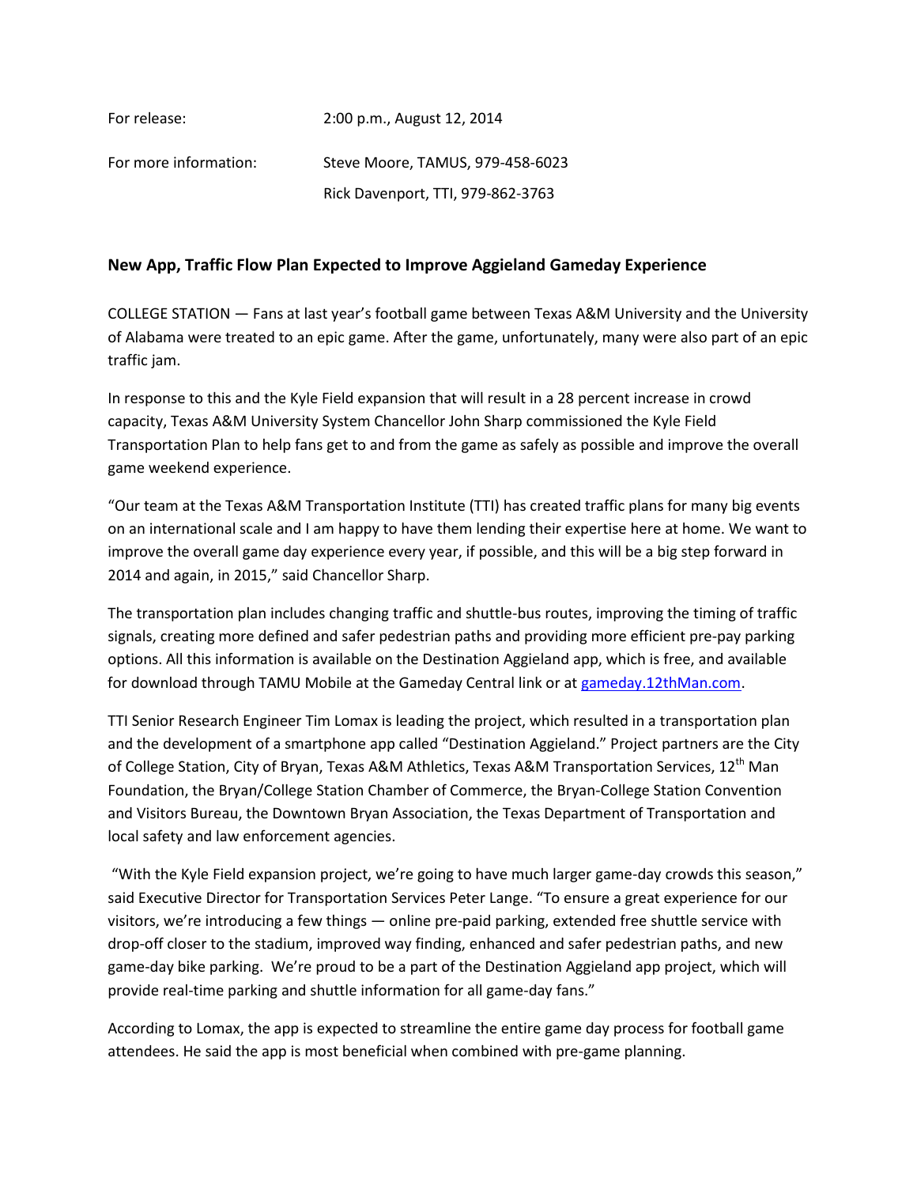| | |
|---|---|
| For release: | 2:00 p.m., August 12, 2014 |
| For more information: | Steve Moore, TAMUS, 979-458-6023 |
| | Rick Davenport, TTI, 979-862-3763 |

**New App, Traffic Flow Plan Expected to Improve Aggieland Gameday Experience**

COLLEGE STATION — Fans at last year's football game between Texas A&M University and the University of Alabama were treated to an epic game. After the game, unfortunately, many were also part of an epic traffic jam.

In response to this and the Kyle Field expansion that will result in a 28 percent increase in crowd capacity, Texas A&M University System Chancellor John Sharp commissioned the Kyle Field Transportation Plan to help fans get to and from the game as safely as possible and improve the overall game weekend experience.

"Our team at the Texas A&M Transportation Institute (TTI) has created traffic plans for many big events on an international scale and I am happy to have them lending their expertise here at home. We want to improve the overall game day experience every year, if possible, and this will be a big step forward in 2014 and again, in 2015," said Chancellor Sharp.

The transportation plan includes changing traffic and shuttle-bus routes, improving the timing of traffic signals, creating more defined and safer pedestrian paths and providing more efficient pre-pay parking options. All this information is available on the Destination Aggieland app, which is free, and available for download through TAMU Mobile at the Gameday Central link or at gameday.12thMan.com.

TTI Senior Research Engineer Tim Lomax is leading the project, which resulted in a transportation plan and the development of a smartphone app called "Destination Aggieland." Project partners are the City of College Station, City of Bryan, Texas A&M Athletics, Texas A&M Transportation Services, 12th Man Foundation, the Bryan/College Station Chamber of Commerce, the Bryan-College Station Convention and Visitors Bureau, the Downtown Bryan Association, the Texas Department of Transportation and local safety and law enforcement agencies.

"With the Kyle Field expansion project, we're going to have much larger game-day crowds this season," said Executive Director for Transportation Services Peter Lange. "To ensure a great experience for our visitors, we're introducing a few things — online pre-paid parking, extended free shuttle service with drop-off closer to the stadium, improved way finding, enhanced and safer pedestrian paths, and new game-day bike parking. We're proud to be a part of the Destination Aggieland app project, which will provide real-time parking and shuttle information for all game-day fans."

According to Lomax, the app is expected to streamline the entire game day process for football game attendees. He said the app is most beneficial when combined with pre-game planning.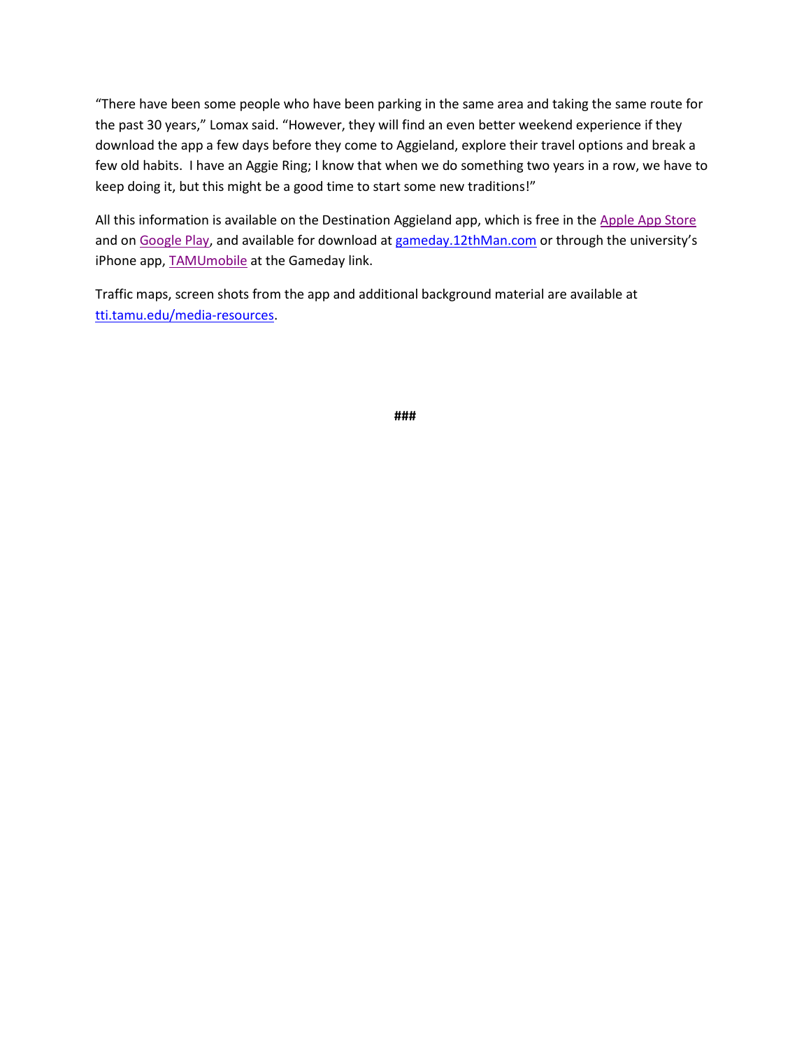"There have been some people who have been parking in the same area and taking the same route for the past 30 years," Lomax said. "However, they will find an even better weekend experience if they download the app a few days before they come to Aggieland, explore their travel options and break a few old habits.  I have an Aggie Ring; I know that when we do something two years in a row, we have to keep doing it, but this might be a good time to start some new traditions!"

All this information is available on the Destination Aggieland app, which is free in the Apple App Store and on Google Play, and available for download at gameday.12thMan.com or through the university's iPhone app, TAMUmobile at the Gameday link.

Traffic maps, screen shots from the app and additional background material are available at tti.tamu.edu/media-resources.

**###**